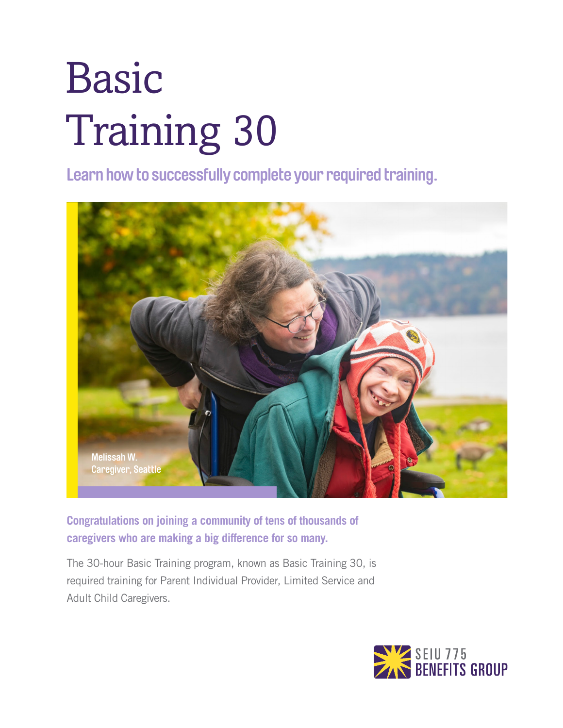# Basic Training 30

**Learn how to successfully complete your required training.**

Melissah W.
Caregiver, Seattle

**Congratulations on joining a community of tens of thousands of caregivers who are making a big difference for so many.**

The 30-hour Basic Training program, known as Basic Training 30, is required training for Parent Individual Provider, Limited Service and Adult Child Caregivers.

SEIU 775 BENEFITS GROUP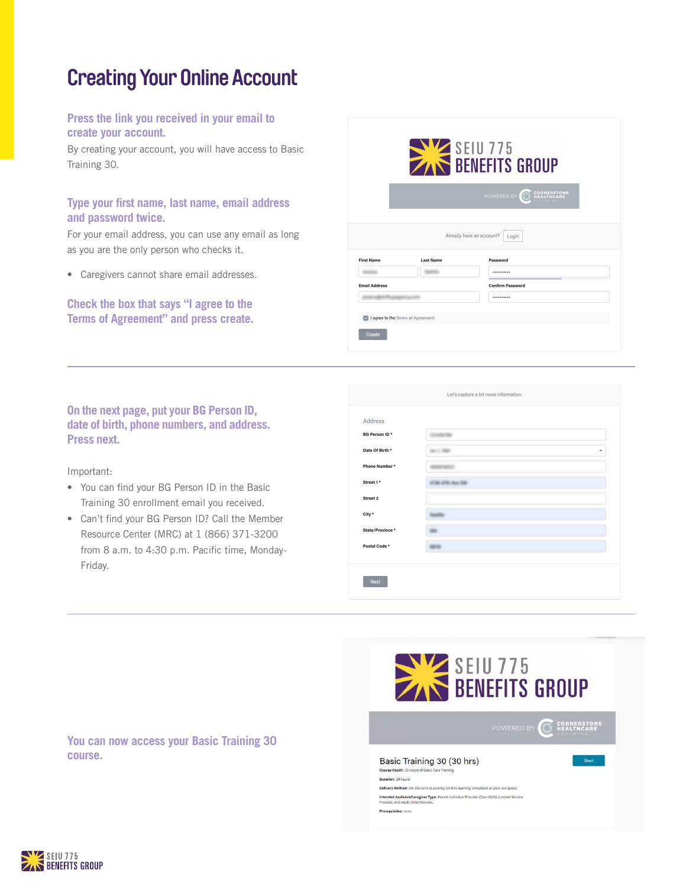# Creating Your Online Account

### Press the link you received in your email to create your account.

By creating your account, you will have access to Basic Training 30.

### Type your first name, last name, email address and password twice.

For your email address, you can use any email as long as you are the only person who checks it.

- Caregivers cannot share email addresses.

### Check the box that says "I agree to the Terms of Agreement" and press create.

---

### On the next page, put your BG Person ID, date of birth, phone numbers, and address. Press next.

Important:

- You can find your BG Person ID in the Basic Training 30 enrollment email you received.
- Can't find your BG Person ID? Call the Member Resource Center (MRC) at 1 (866) 371-3200 from 8 a.m. to 4:30 p.m. Pacific time, Monday-Friday.

---

### You can now access your Basic Training 30 course.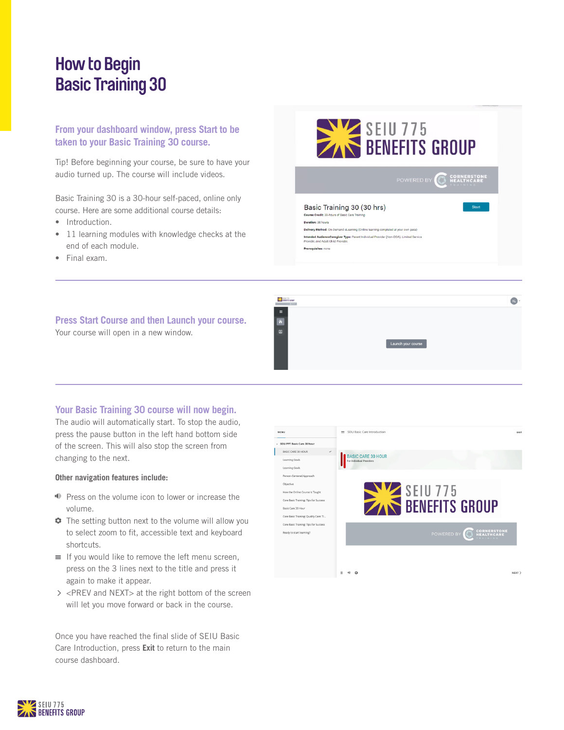# How to Begin Basic Training 30

### From your dashboard window, press Start to be taken to your Basic Training 30 course.

Tip! Before beginning your course, be sure to have your audio turned up. The course will include videos.

Basic Training 30 is a 30-hour self-paced, online only course. Here are some additional course details:

- Introduction.
- 11 learning modules with knowledge checks at the end of each module.
- Final exam.

---

### Press Start Course and then Launch your course.

Your course will open in a new window.

---

### Your Basic Training 30 course will now begin.

The audio will automatically start. To stop the audio, press the pause button in the left hand bottom side of the screen. This will also stop the screen from changing to the next.

**Other navigation features include:**

- Press on the volume icon to lower or increase the volume.
- The setting button next to the volume will allow you to select zoom to fit, accessible text and keyboard shortcuts.
- If you would like to remove the left menu screen, press on the 3 lines next to the title and press it again to make it appear.
- <PREV and NEXT> at the right bottom of the screen will let you move forward or back in the course.

Once you have reached the final slide of SEIU Basic Care Introduction, press **Exit** to return to the main course dashboard.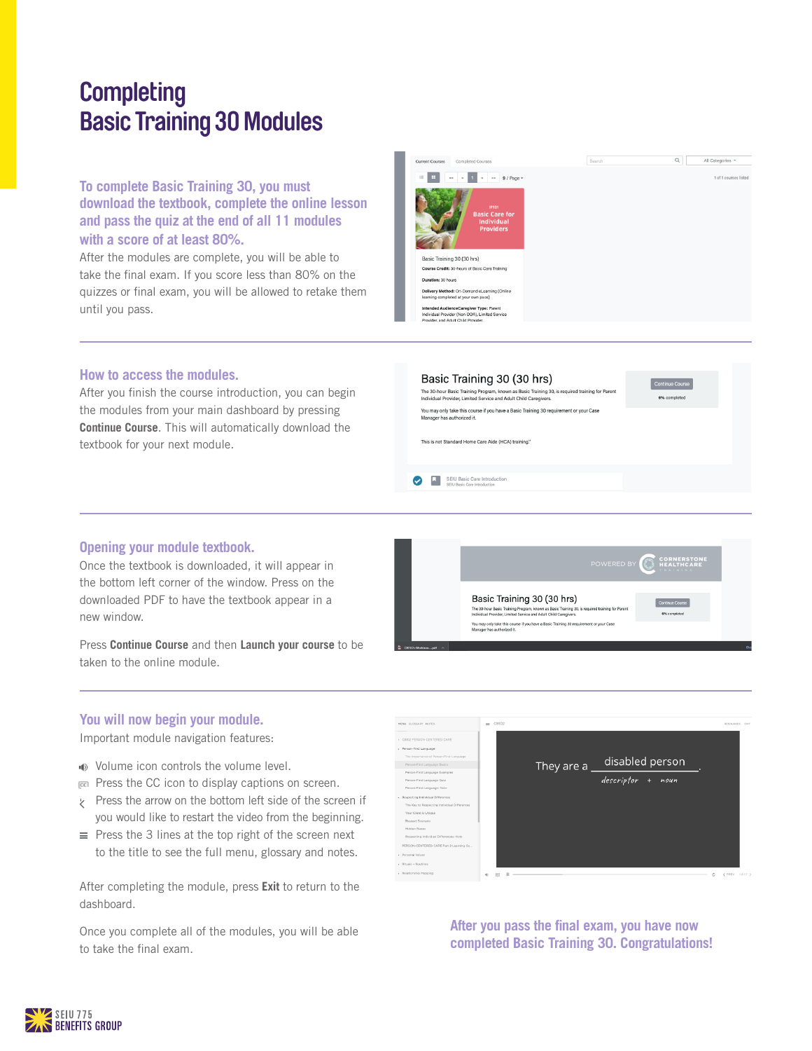# Completing Basic Training 30 Modules

## To complete Basic Training 30, you must download the textbook, complete the online lesson and pass the quiz at the end of all 11 modules with a score of at least 80%.

After the modules are complete, you will be able to take the final exam. If you score less than 80% on the quizzes or final exam, you will be allowed to retake them until you pass.

## How to access the modules.

After you finish the course introduction, you can begin the modules from your main dashboard by pressing **Continue Course**. This will automatically download the textbook for your next module.

## Opening your module textbook.

Once the textbook is downloaded, it will appear in the bottom left corner of the window. Press on the downloaded PDF to have the textbook appear in a new window.

Press **Continue Course** and then **Launch your course** to be taken to the online module.

## You will now begin your module.

Important module navigation features:

- Volume icon controls the volume level.
- Press the CC icon to display captions on screen.
- Press the arrow on the bottom left side of the screen if you would like to restart the video from the beginning.
- Press the 3 lines at the top right of the screen next to the title to see the full menu, glossary and notes.

After completing the module, press **Exit** to return to the dashboard.

Once you complete all of the modules, you will be able to take the final exam.

## After you pass the final exam, you have now completed Basic Training 30. Congratulations!

SEIU 775 BENEFITS GROUP